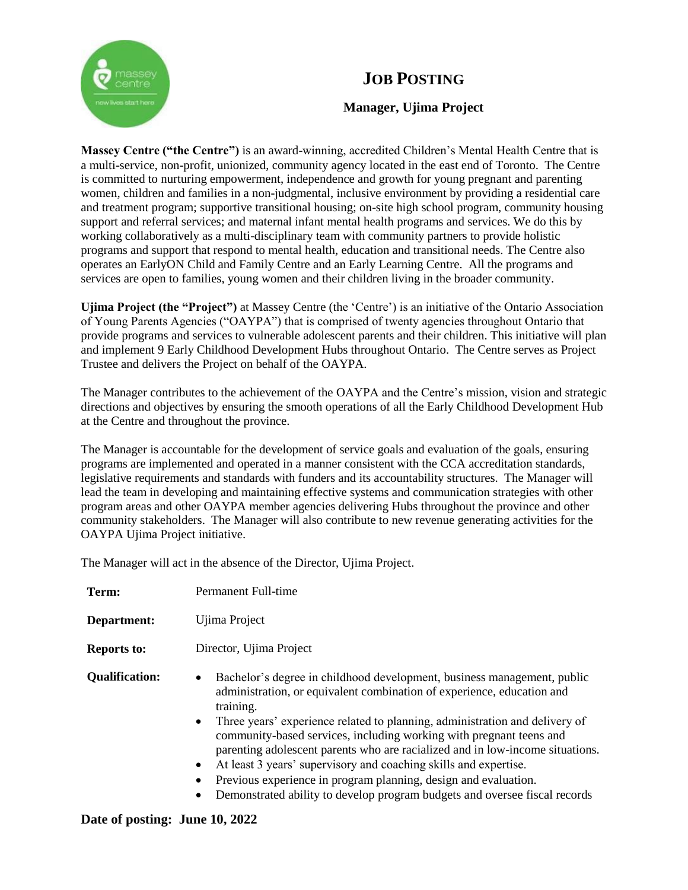# JOB POSTING

## Manager, Ujima Project

**Massey Centre ("the Centre")** is an award-winning, accredited Children's Mental Health Centre that is a multi-service, non-profit, unionized, community agency located in the east end of Toronto. The Centre is committed to nurturing empowerment, independence and growth for young pregnant and parenting women, children and families in a non-judgmental, inclusive environment by providing a residential care and treatment program; supportive transitional housing; on-site high school program, community housing support and referral services; and maternal infant mental health programs and services. We do this by working collaboratively as a multi-disciplinary team with community partners to provide holistic programs and support that respond to mental health, education and transitional needs. The Centre also operates an EarlyON Child and Family Centre and an Early Learning Centre. All the programs and services are open to families, young women and their children living in the broader community.

**Ujima Project (the "Project")** at Massey Centre (the 'Centre') is an initiative of the Ontario Association of Young Parents Agencies ("OAYPA") that is comprised of twenty agencies throughout Ontario that provide programs and services to vulnerable adolescent parents and their children. This initiative will plan and implement 9 Early Childhood Development Hubs throughout Ontario. The Centre serves as Project Trustee and delivers the Project on behalf of the OAYPA.

The Manager contributes to the achievement of the OAYPA and the Centre's mission, vision and strategic directions and objectives by ensuring the smooth operations of all the Early Childhood Development Hub at the Centre and throughout the province.

The Manager is accountable for the development of service goals and evaluation of the goals, ensuring programs are implemented and operated in a manner consistent with the CCA accreditation standards, legislative requirements and standards with funders and its accountability structures. The Manager will lead the team in developing and maintaining effective systems and communication strategies with other program areas and other OAYPA member agencies delivering Hubs throughout the province and other community stakeholders. The Manager will also contribute to new revenue generating activities for the OAYPA Ujima Project initiative.

The Manager will act in the absence of the Director, Ujima Project.

**Term:** Permanent Full-time

**Department:** Ujima Project

**Reports to:** Director, Ujima Project

**Qualification:**

- Bachelor's degree in childhood development, business management, public administration, or equivalent combination of experience, education and training.
- Three years' experience related to planning, administration and delivery of community-based services, including working with pregnant teens and parenting adolescent parents who are racialized and in low-income situations.
- At least 3 years' supervisory and coaching skills and expertise.
- Previous experience in program planning, design and evaluation.
- Demonstrated ability to develop program budgets and oversee fiscal records

**Date of posting: June 10, 2022**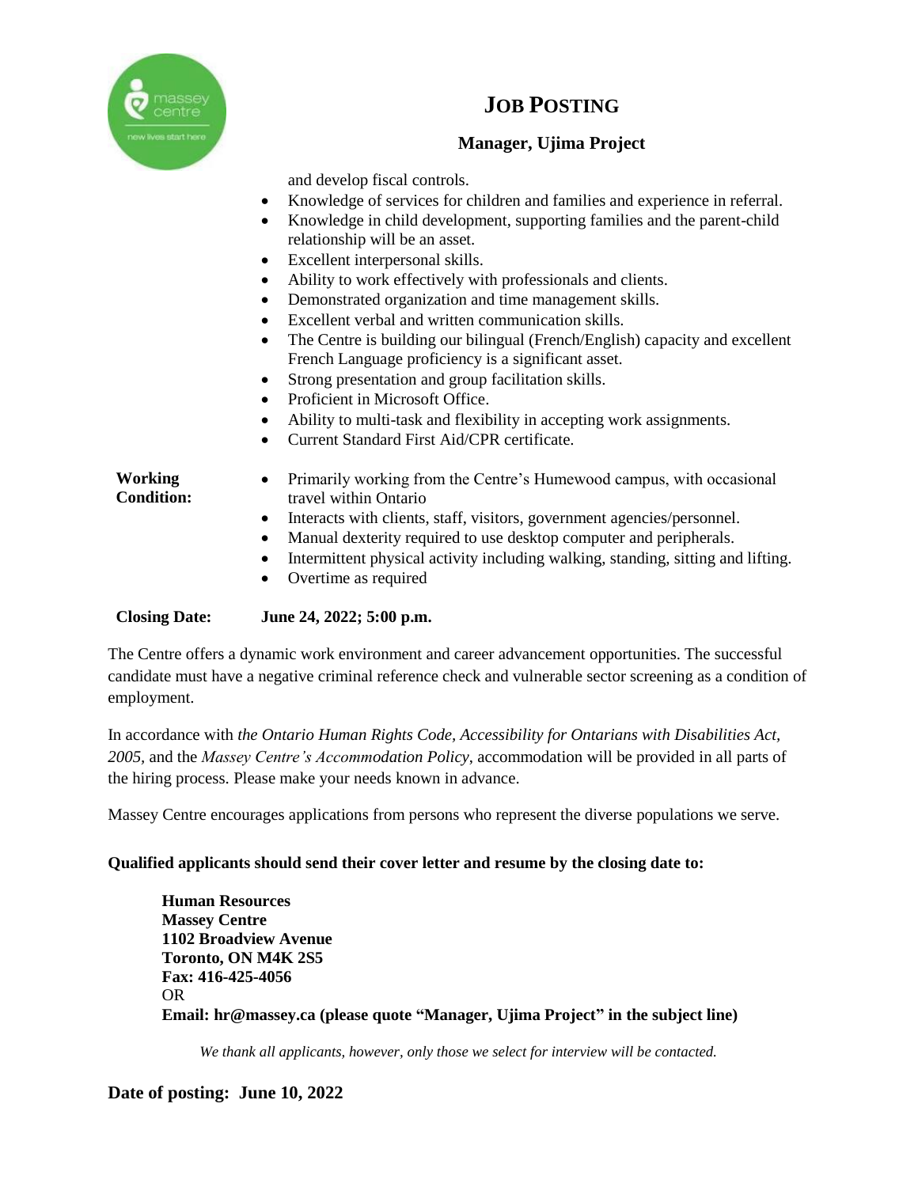# JOB POSTING

## Manager, Ujima Project

and develop fiscal controls.

- Knowledge of services for children and families and experience in referral.
- Knowledge in child development, supporting families and the parent-child relationship will be an asset.
- Excellent interpersonal skills.
- Ability to work effectively with professionals and clients.
- Demonstrated organization and time management skills.
- Excellent verbal and written communication skills.
- The Centre is building our bilingual (French/English) capacity and excellent French Language proficiency is a significant asset.
- Strong presentation and group facilitation skills.
- Proficient in Microsoft Office.
- Ability to multi-task and flexibility in accepting work assignments.
- Current Standard First Aid/CPR certificate.

**Working Condition:**

- Primarily working from the Centre's Humewood campus, with occasional travel within Ontario
- Interacts with clients, staff, visitors, government agencies/personnel.
- Manual dexterity required to use desktop computer and peripherals.
- Intermittent physical activity including walking, standing, sitting and lifting.
- Overtime as required

**Closing Date:** **June 24, 2022; 5:00 p.m.**

The Centre offers a dynamic work environment and career advancement opportunities. The successful candidate must have a negative criminal reference check and vulnerable sector screening as a condition of employment.

In accordance with *the Ontario Human Rights Code, Accessibility for Ontarians with Disabilities Act, 2005*, and the *Massey Centre's Accommodation Policy*, accommodation will be provided in all parts of the hiring process. Please make your needs known in advance.

Massey Centre encourages applications from persons who represent the diverse populations we serve.

**Qualified applicants should send their cover letter and resume by the closing date to:**

**Human Resources**
**Massey Centre**
**1102 Broadview Avenue**
**Toronto, ON M4K 2S5**
**Fax: 416-425-4056**
OR
**Email: hr@massey.ca (please quote "Manager, Ujima Project" in the subject line)**

*We thank all applicants, however, only those we select for interview will be contacted.*

**Date of posting: June 10, 2022**